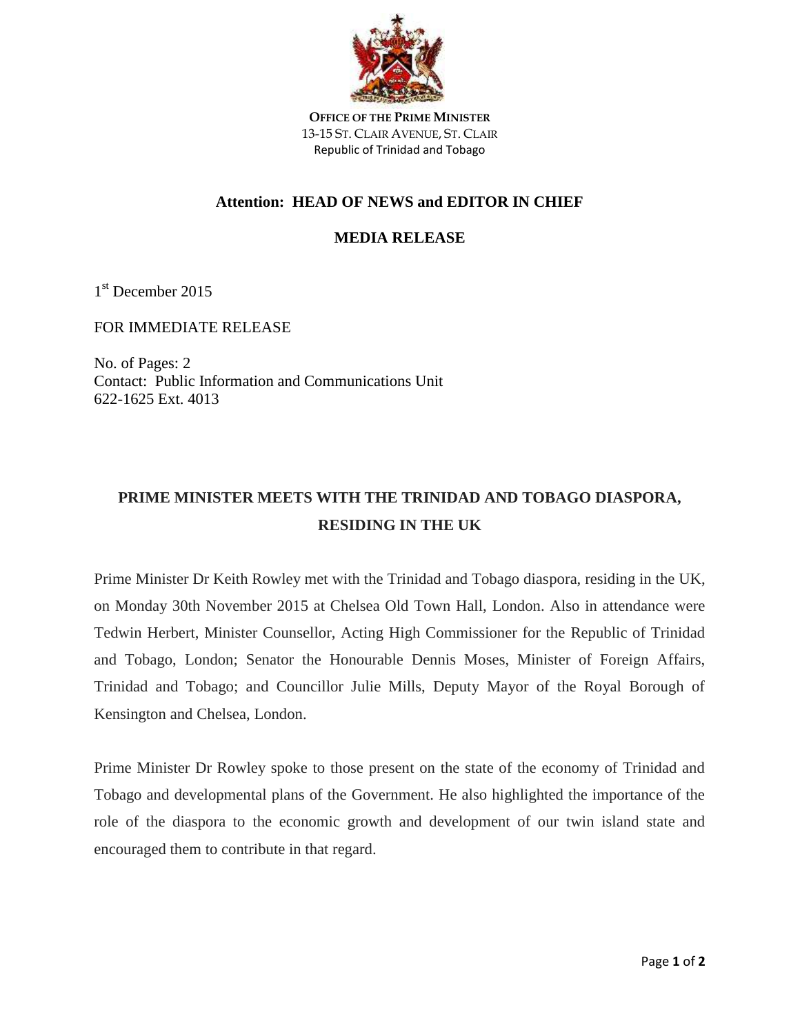**OFFICE OF THE PRIME MINISTER**
13-15 ST. CLAIR AVENUE, ST. CLAIR
Republic of Trinidad and Tobago

**Attention: HEAD OF NEWS and EDITOR IN CHIEF**

**MEDIA RELEASE**

1st December 2015

FOR IMMEDIATE RELEASE

No. of Pages: 2
Contact: Public Information and Communications Unit
622-1625 Ext. 4013

# PRIME MINISTER MEETS WITH THE TRINIDAD AND TOBAGO DIASPORA, RESIDING IN THE UK

Prime Minister Dr Keith Rowley met with the Trinidad and Tobago diaspora, residing in the UK, on Monday 30th November 2015 at Chelsea Old Town Hall, London. Also in attendance were Tedwin Herbert, Minister Counsellor, Acting High Commissioner for the Republic of Trinidad and Tobago, London; Senator the Honourable Dennis Moses, Minister of Foreign Affairs, Trinidad and Tobago; and Councillor Julie Mills, Deputy Mayor of the Royal Borough of Kensington and Chelsea, London.

Prime Minister Dr Rowley spoke to those present on the state of the economy of Trinidad and Tobago and developmental plans of the Government. He also highlighted the importance of the role of the diaspora to the economic growth and development of our twin island state and encouraged them to contribute in that regard.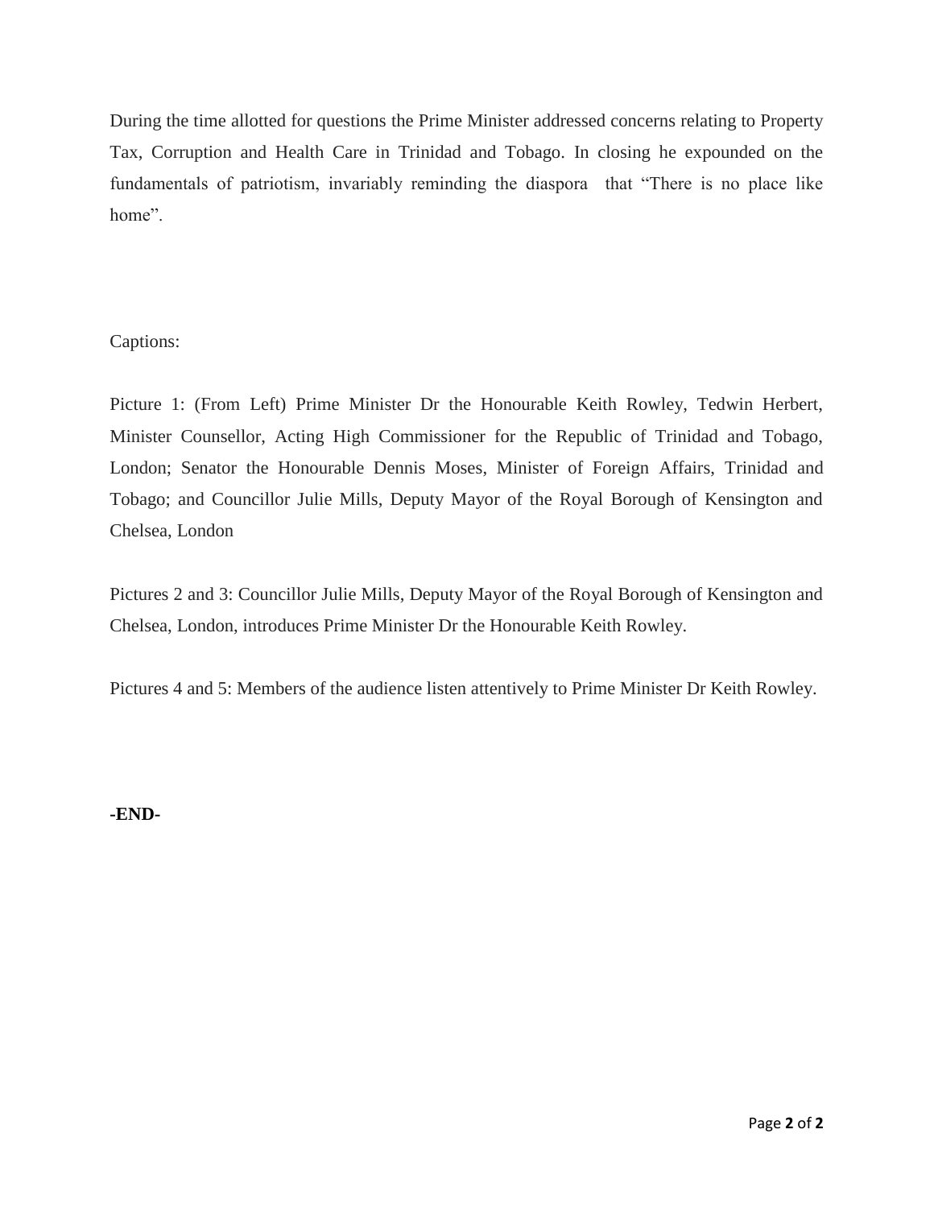During the time allotted for questions the Prime Minister addressed concerns relating to Property Tax, Corruption and Health Care in Trinidad and Tobago. In closing he expounded on the fundamentals of patriotism, invariably reminding the diaspora that "There is no place like home".

Captions:

Picture 1: (From Left) Prime Minister Dr the Honourable Keith Rowley, Tedwin Herbert, Minister Counsellor, Acting High Commissioner for the Republic of Trinidad and Tobago, London; Senator the Honourable Dennis Moses, Minister of Foreign Affairs, Trinidad and Tobago; and Councillor Julie Mills, Deputy Mayor of the Royal Borough of Kensington and Chelsea, London

Pictures 2 and 3: Councillor Julie Mills, Deputy Mayor of the Royal Borough of Kensington and Chelsea, London, introduces Prime Minister Dr the Honourable Keith Rowley.

Pictures 4 and 5: Members of the audience listen attentively to Prime Minister Dr Keith Rowley.

**-END-**